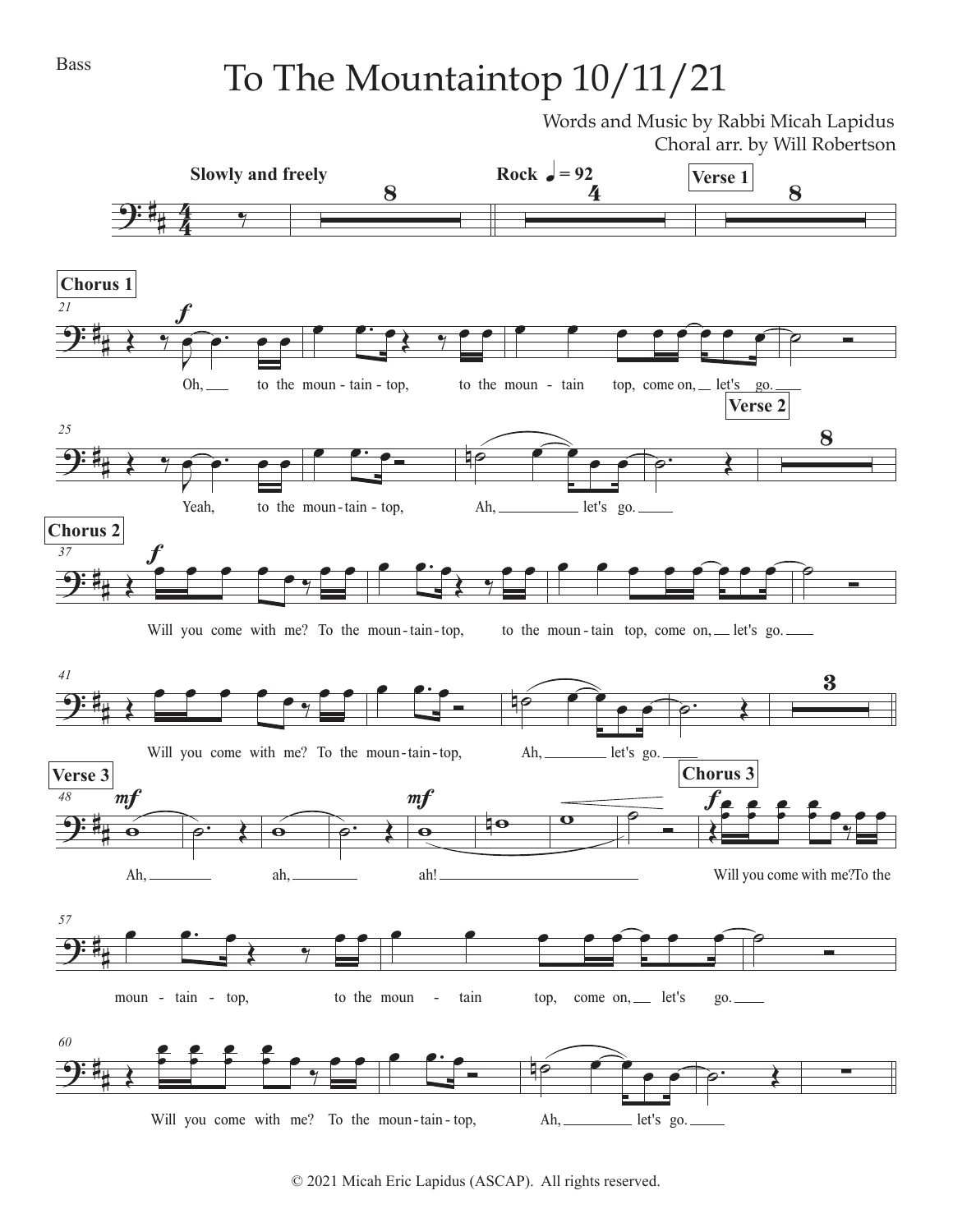Bass

# To The Mountaintop 10/11/21

Words and Music by Rabbi Micah Lapidus
Choral arr. by Will Robertson

Slowly and freely — Rock ♩ = 92

**Verse 1**

**Chorus 1**

Oh, to the moun - tain - top, to the moun - tain top, come on, let's go.

Yeah, to the moun - tain - top, Ah, let's go.

**Verse 2**

**Chorus 2**

Will you come with me? To the moun - tain - top, to the moun - tain top, come on, let's go.

Will you come with me? To the moun - tain - top, Ah, let's go.

**Verse 3**

Ah, ah, ah!

**Chorus 3**

Will you come with me? To the moun - tain - top, to the moun - tain top, come on, let's go.

Will you come with me? To the moun - tain - top, Ah, let's go.

© 2021 Micah Eric Lapidus (ASCAP). All rights reserved.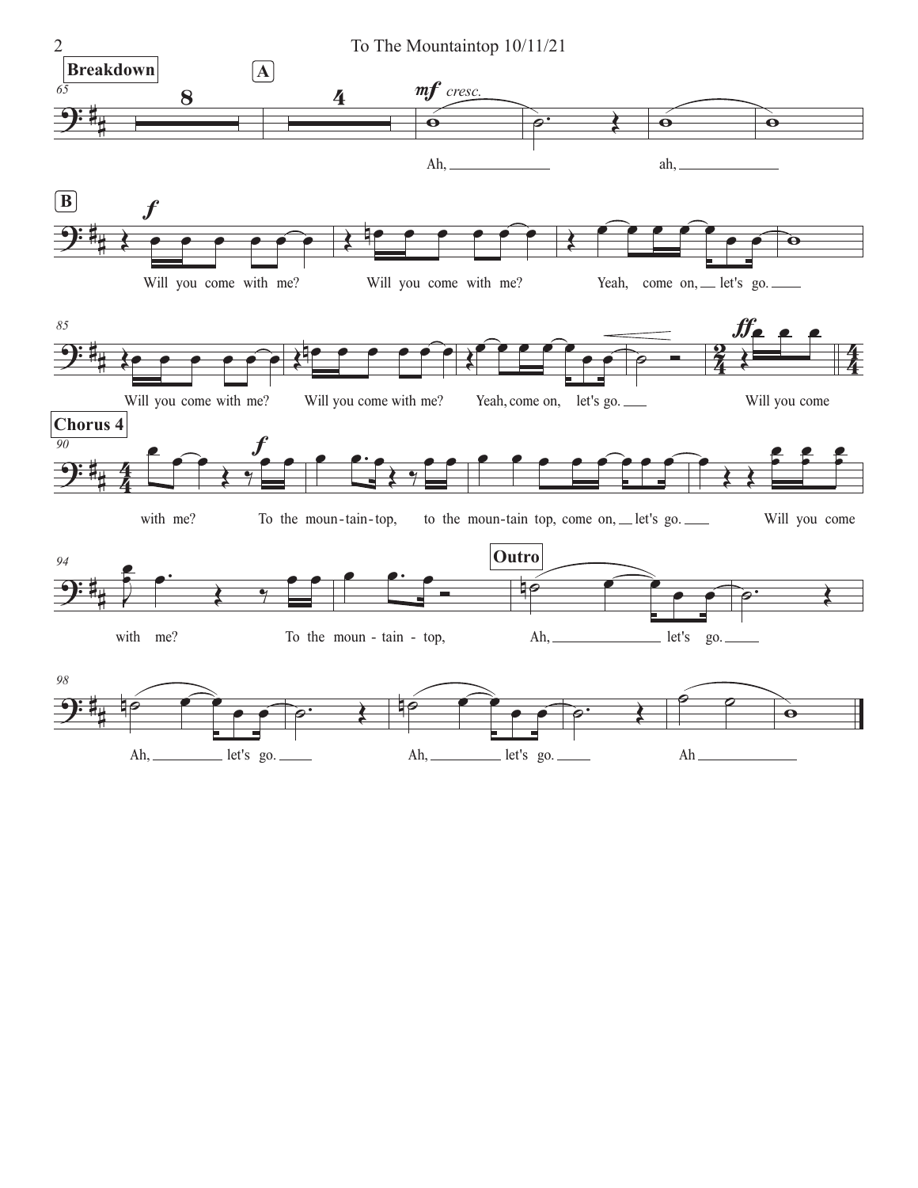**Breakdown**

**A**

*mf cresc.*

Ah, ah,

**B**

*f*

Will you come with me? Will you come with me? Yeah, come on, let's go.

Will you come with me? Will you come with me? Yeah, come on, let's go.

*ff*

Will you come

**Chorus 4**

*f*

with me? To the moun-tain-top, to the moun-tain top, come on, let's go. Will you come

with me? To the moun - tain - top,

**Outro**

Ah, let's go.

Ah, let's go. Ah, let's go. Ah